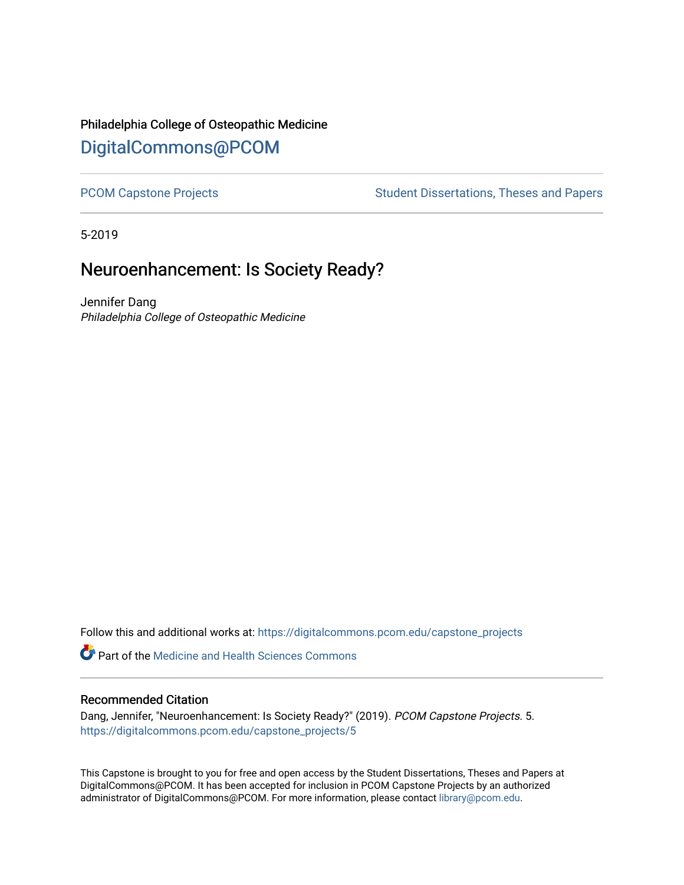Philadelphia College of Osteopathic Medicine

# DigitalCommons@PCOM

PCOM Capstone Projects | Student Dissertations, Theses and Papers

5-2019

## Neuroenhancement: Is Society Ready?

Jennifer Dang
*Philadelphia College of Osteopathic Medicine*

Follow this and additional works at: https://digitalcommons.pcom.edu/capstone_projects

Part of the Medicine and Health Sciences Commons

### Recommended Citation

Dang, Jennifer, "Neuroenhancement: Is Society Ready?" (2019). *PCOM Capstone Projects*. 5.
https://digitalcommons.pcom.edu/capstone_projects/5

This Capstone is brought to you for free and open access by the Student Dissertations, Theses and Papers at DigitalCommons@PCOM. It has been accepted for inclusion in PCOM Capstone Projects by an authorized administrator of DigitalCommons@PCOM. For more information, please contact library@pcom.edu.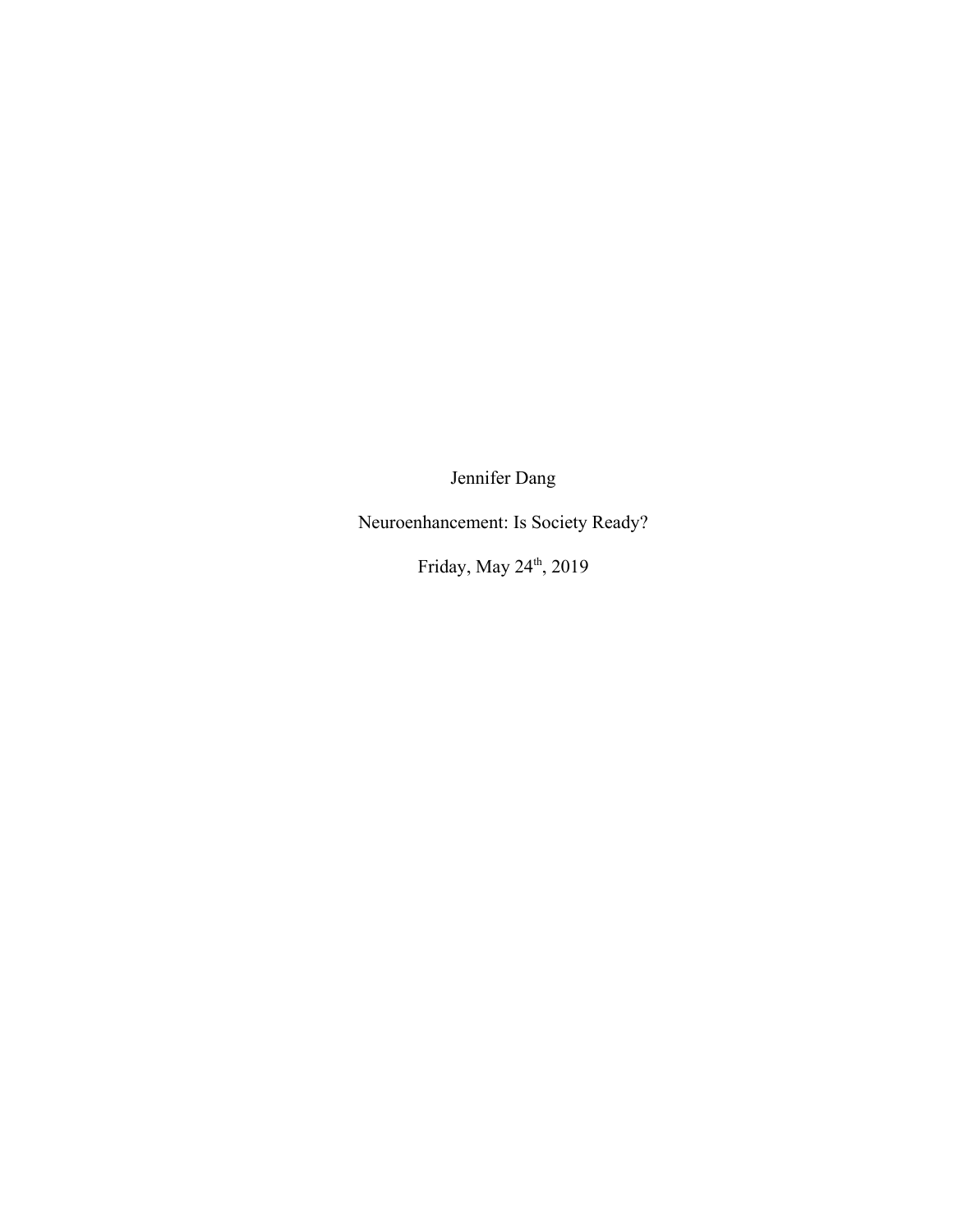Jennifer Dang

Neuroenhancement: Is Society Ready?

Friday, May 24th, 2019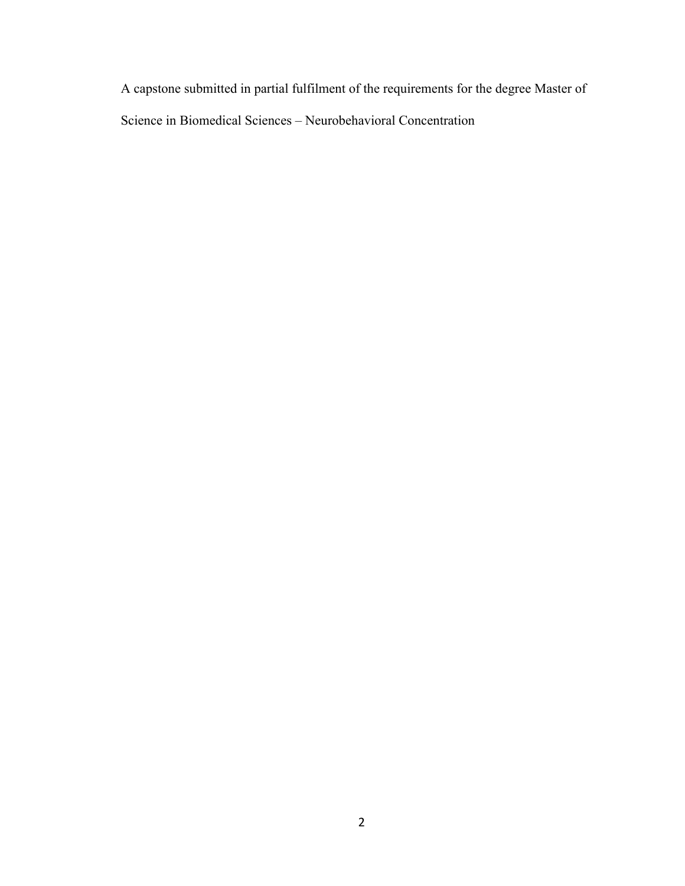A capstone submitted in partial fulfilment of the requirements for the degree Master of Science in Biomedical Sciences – Neurobehavioral Concentration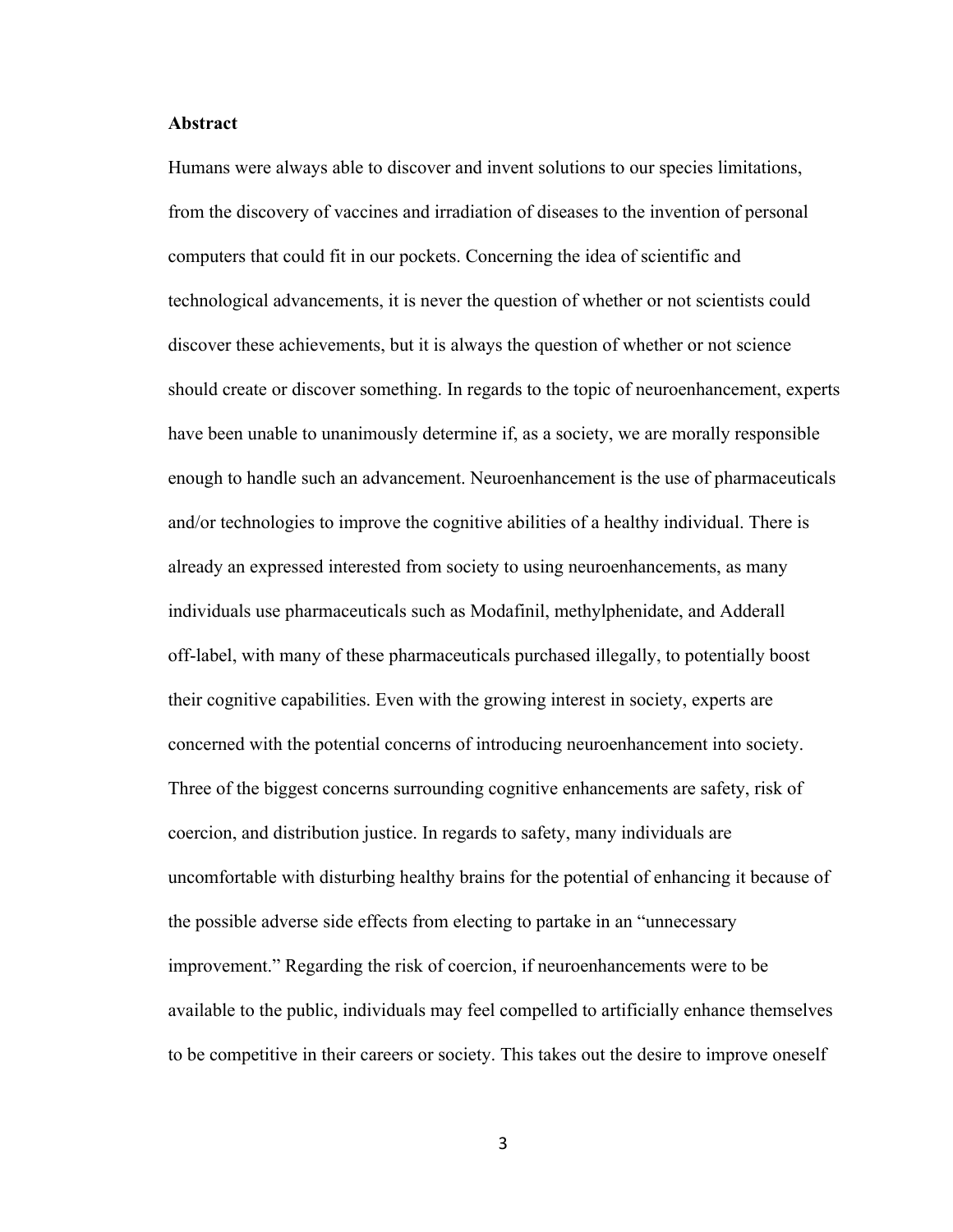**Abstract**

Humans were always able to discover and invent solutions to our species limitations, from the discovery of vaccines and irradiation of diseases to the invention of personal computers that could fit in our pockets. Concerning the idea of scientific and technological advancements, it is never the question of whether or not scientists could discover these achievements, but it is always the question of whether or not science should create or discover something. In regards to the topic of neuroenhancement, experts have been unable to unanimously determine if, as a society, we are morally responsible enough to handle such an advancement. Neuroenhancement is the use of pharmaceuticals and/or technologies to improve the cognitive abilities of a healthy individual. There is already an expressed interested from society to using neuroenhancements, as many individuals use pharmaceuticals such as Modafinil, methylphenidate, and Adderall off-label, with many of these pharmaceuticals purchased illegally, to potentially boost their cognitive capabilities. Even with the growing interest in society, experts are concerned with the potential concerns of introducing neuroenhancement into society. Three of the biggest concerns surrounding cognitive enhancements are safety, risk of coercion, and distribution justice. In regards to safety, many individuals are uncomfortable with disturbing healthy brains for the potential of enhancing it because of the possible adverse side effects from electing to partake in an "unnecessary improvement." Regarding the risk of coercion, if neuroenhancements were to be available to the public, individuals may feel compelled to artificially enhance themselves to be competitive in their careers or society. This takes out the desire to improve oneself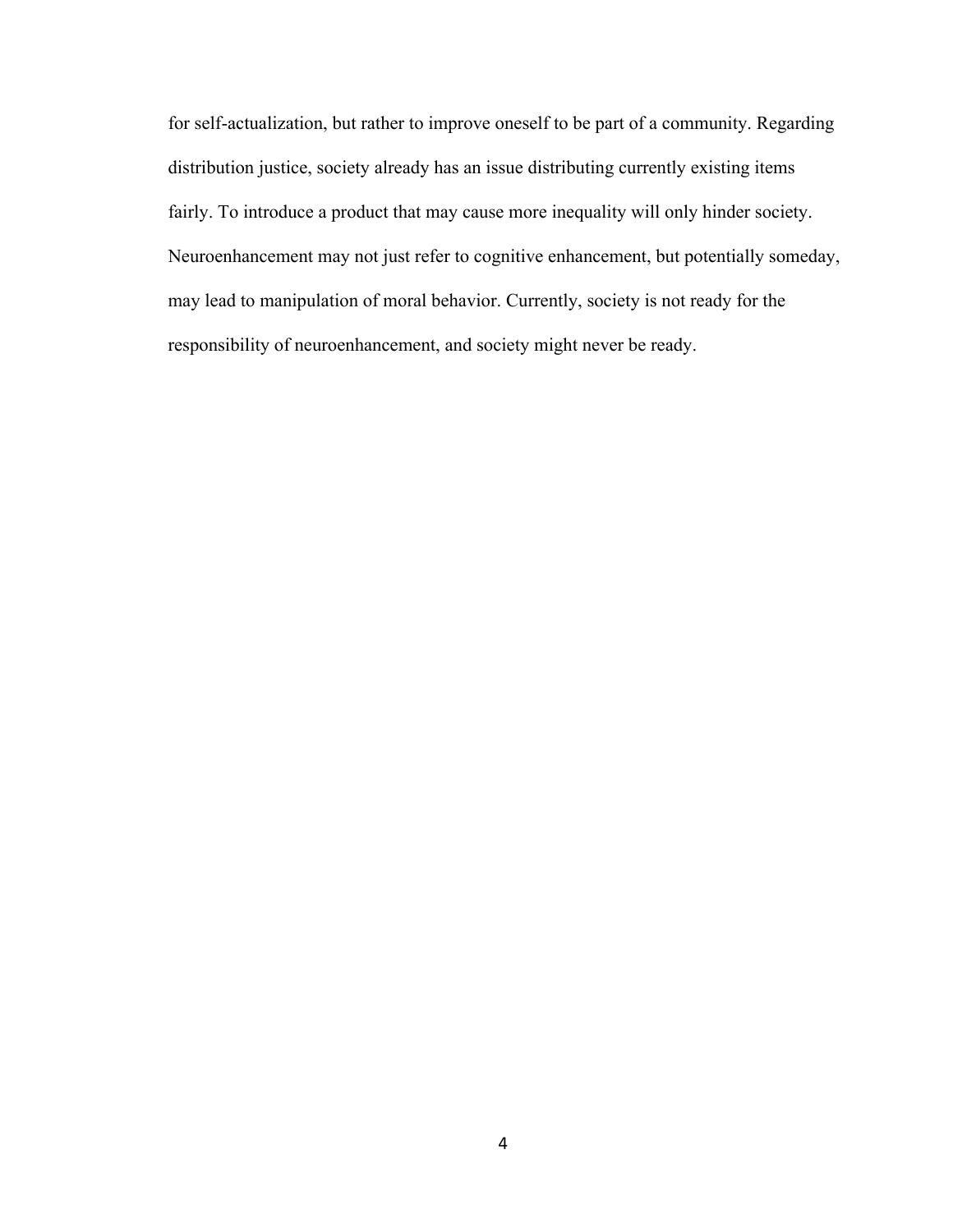for self-actualization, but rather to improve oneself to be part of a community. Regarding distribution justice, society already has an issue distributing currently existing items fairly. To introduce a product that may cause more inequality will only hinder society. Neuroenhancement may not just refer to cognitive enhancement, but potentially someday, may lead to manipulation of moral behavior. Currently, society is not ready for the responsibility of neuroenhancement, and society might never be ready.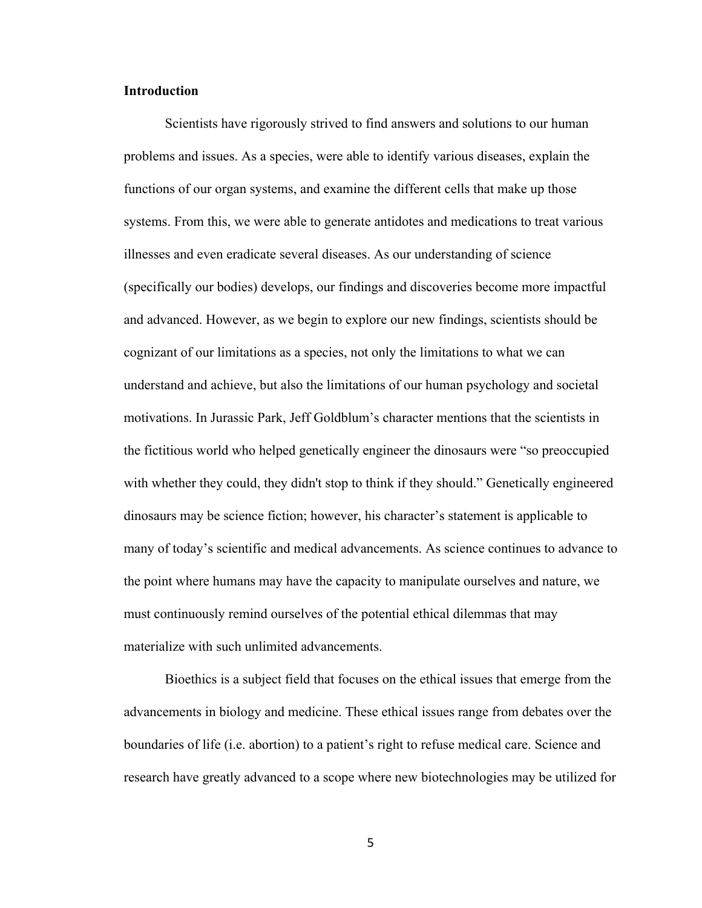**Introduction**

Scientists have rigorously strived to find answers and solutions to our human problems and issues. As a species, were able to identify various diseases, explain the functions of our organ systems, and examine the different cells that make up those systems. From this, we were able to generate antidotes and medications to treat various illnesses and even eradicate several diseases. As our understanding of science (specifically our bodies) develops, our findings and discoveries become more impactful and advanced. However, as we begin to explore our new findings, scientists should be cognizant of our limitations as a species, not only the limitations to what we can understand and achieve, but also the limitations of our human psychology and societal motivations. In Jurassic Park, Jeff Goldblum's character mentions that the scientists in the fictitious world who helped genetically engineer the dinosaurs were "so preoccupied with whether they could, they didn't stop to think if they should." Genetically engineered dinosaurs may be science fiction; however, his character's statement is applicable to many of today's scientific and medical advancements. As science continues to advance to the point where humans may have the capacity to manipulate ourselves and nature, we must continuously remind ourselves of the potential ethical dilemmas that may materialize with such unlimited advancements.

Bioethics is a subject field that focuses on the ethical issues that emerge from the advancements in biology and medicine. These ethical issues range from debates over the boundaries of life (i.e. abortion) to a patient's right to refuse medical care. Science and research have greatly advanced to a scope where new biotechnologies may be utilized for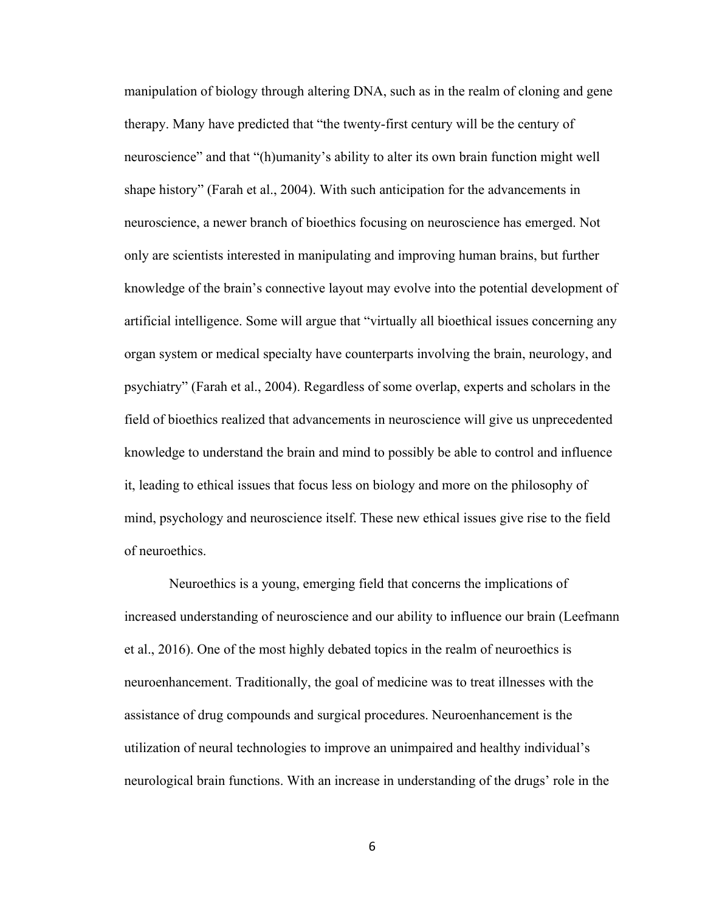manipulation of biology through altering DNA, such as in the realm of cloning and gene therapy. Many have predicted that "the twenty-first century will be the century of neuroscience" and that "(h)umanity's ability to alter its own brain function might well shape history" (Farah et al., 2004). With such anticipation for the advancements in neuroscience, a newer branch of bioethics focusing on neuroscience has emerged. Not only are scientists interested in manipulating and improving human brains, but further knowledge of the brain's connective layout may evolve into the potential development of artificial intelligence. Some will argue that "virtually all bioethical issues concerning any organ system or medical specialty have counterparts involving the brain, neurology, and psychiatry" (Farah et al., 2004). Regardless of some overlap, experts and scholars in the field of bioethics realized that advancements in neuroscience will give us unprecedented knowledge to understand the brain and mind to possibly be able to control and influence it, leading to ethical issues that focus less on biology and more on the philosophy of mind, psychology and neuroscience itself. These new ethical issues give rise to the field of neuroethics.

Neuroethics is a young, emerging field that concerns the implications of increased understanding of neuroscience and our ability to influence our brain (Leefmann et al., 2016). One of the most highly debated topics in the realm of neuroethics is neuroenhancement. Traditionally, the goal of medicine was to treat illnesses with the assistance of drug compounds and surgical procedures. Neuroenhancement is the utilization of neural technologies to improve an unimpaired and healthy individual's neurological brain functions. With an increase in understanding of the drugs' role in the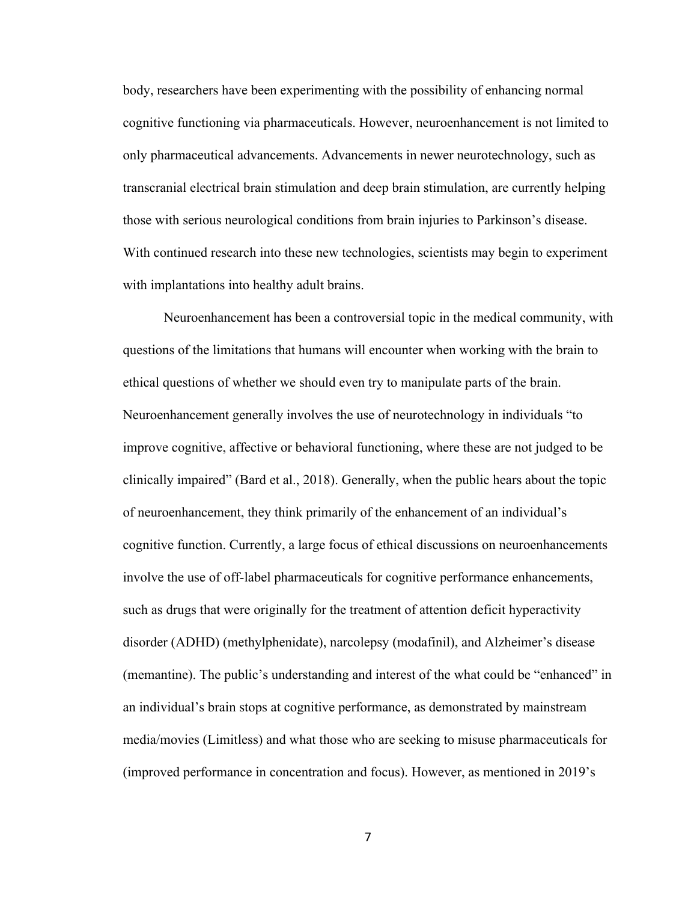body, researchers have been experimenting with the possibility of enhancing normal cognitive functioning via pharmaceuticals. However, neuroenhancement is not limited to only pharmaceutical advancements. Advancements in newer neurotechnology, such as transcranial electrical brain stimulation and deep brain stimulation, are currently helping those with serious neurological conditions from brain injuries to Parkinson's disease. With continued research into these new technologies, scientists may begin to experiment with implantations into healthy adult brains.

Neuroenhancement has been a controversial topic in the medical community, with questions of the limitations that humans will encounter when working with the brain to ethical questions of whether we should even try to manipulate parts of the brain. Neuroenhancement generally involves the use of neurotechnology in individuals "to improve cognitive, affective or behavioral functioning, where these are not judged to be clinically impaired" (Bard et al., 2018). Generally, when the public hears about the topic of neuroenhancement, they think primarily of the enhancement of an individual's cognitive function. Currently, a large focus of ethical discussions on neuroenhancements involve the use of off-label pharmaceuticals for cognitive performance enhancements, such as drugs that were originally for the treatment of attention deficit hyperactivity disorder (ADHD) (methylphenidate), narcolepsy (modafinil), and Alzheimer's disease (memantine). The public's understanding and interest of the what could be "enhanced" in an individual's brain stops at cognitive performance, as demonstrated by mainstream media/movies (Limitless) and what those who are seeking to misuse pharmaceuticals for (improved performance in concentration and focus). However, as mentioned in 2019's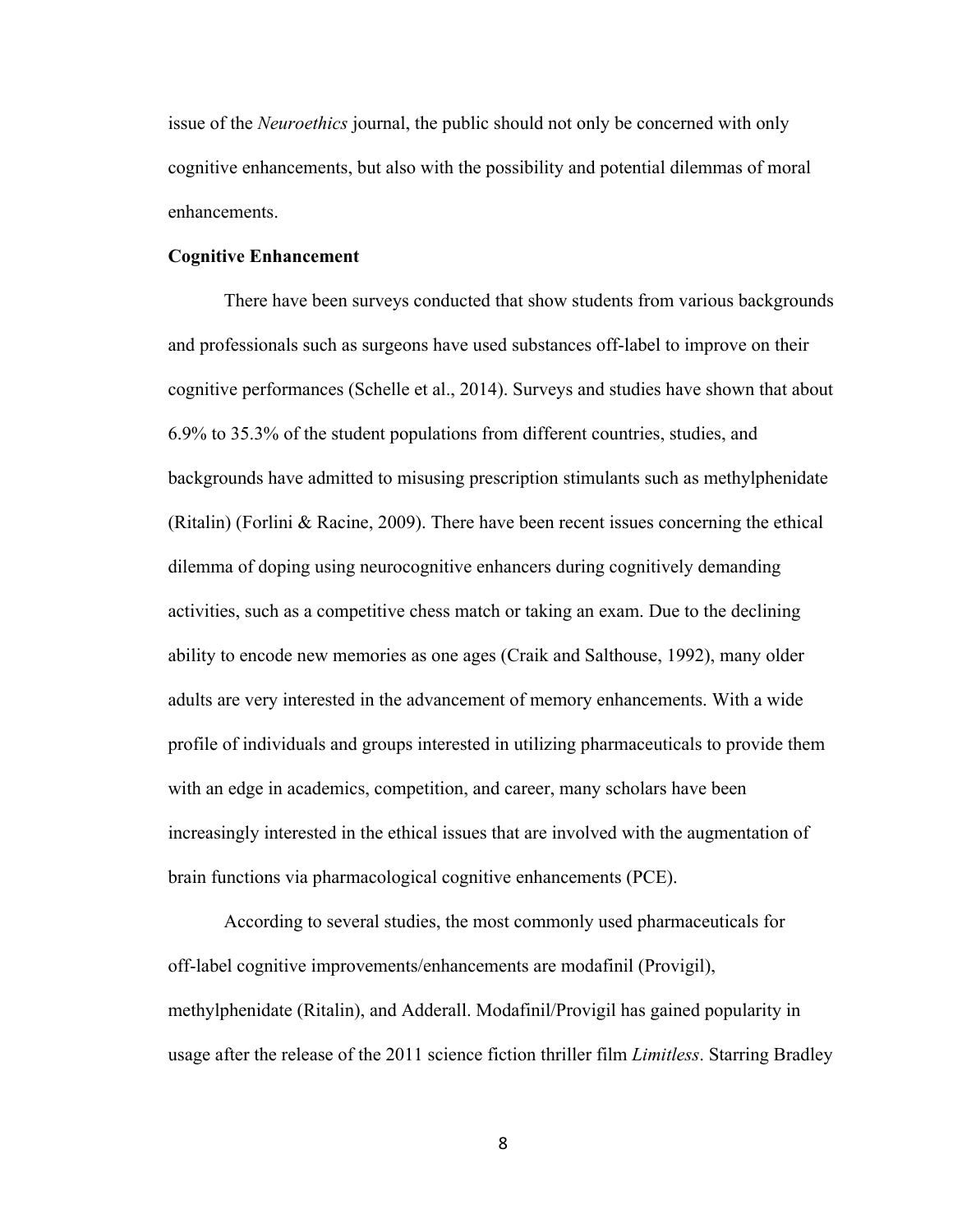issue of the *Neuroethics* journal, the public should not only be concerned with only cognitive enhancements, but also with the possibility and potential dilemmas of moral enhancements.

**Cognitive Enhancement**

There have been surveys conducted that show students from various backgrounds and professionals such as surgeons have used substances off-label to improve on their cognitive performances (Schelle et al., 2014). Surveys and studies have shown that about 6.9% to 35.3% of the student populations from different countries, studies, and backgrounds have admitted to misusing prescription stimulants such as methylphenidate (Ritalin) (Forlini & Racine, 2009). There have been recent issues concerning the ethical dilemma of doping using neurocognitive enhancers during cognitively demanding activities, such as a competitive chess match or taking an exam. Due to the declining ability to encode new memories as one ages (Craik and Salthouse, 1992), many older adults are very interested in the advancement of memory enhancements. With a wide profile of individuals and groups interested in utilizing pharmaceuticals to provide them with an edge in academics, competition, and career, many scholars have been increasingly interested in the ethical issues that are involved with the augmentation of brain functions via pharmacological cognitive enhancements (PCE).

According to several studies, the most commonly used pharmaceuticals for off-label cognitive improvements/enhancements are modafinil (Provigil), methylphenidate (Ritalin), and Adderall. Modafinil/Provigil has gained popularity in usage after the release of the 2011 science fiction thriller film *Limitless*. Starring Bradley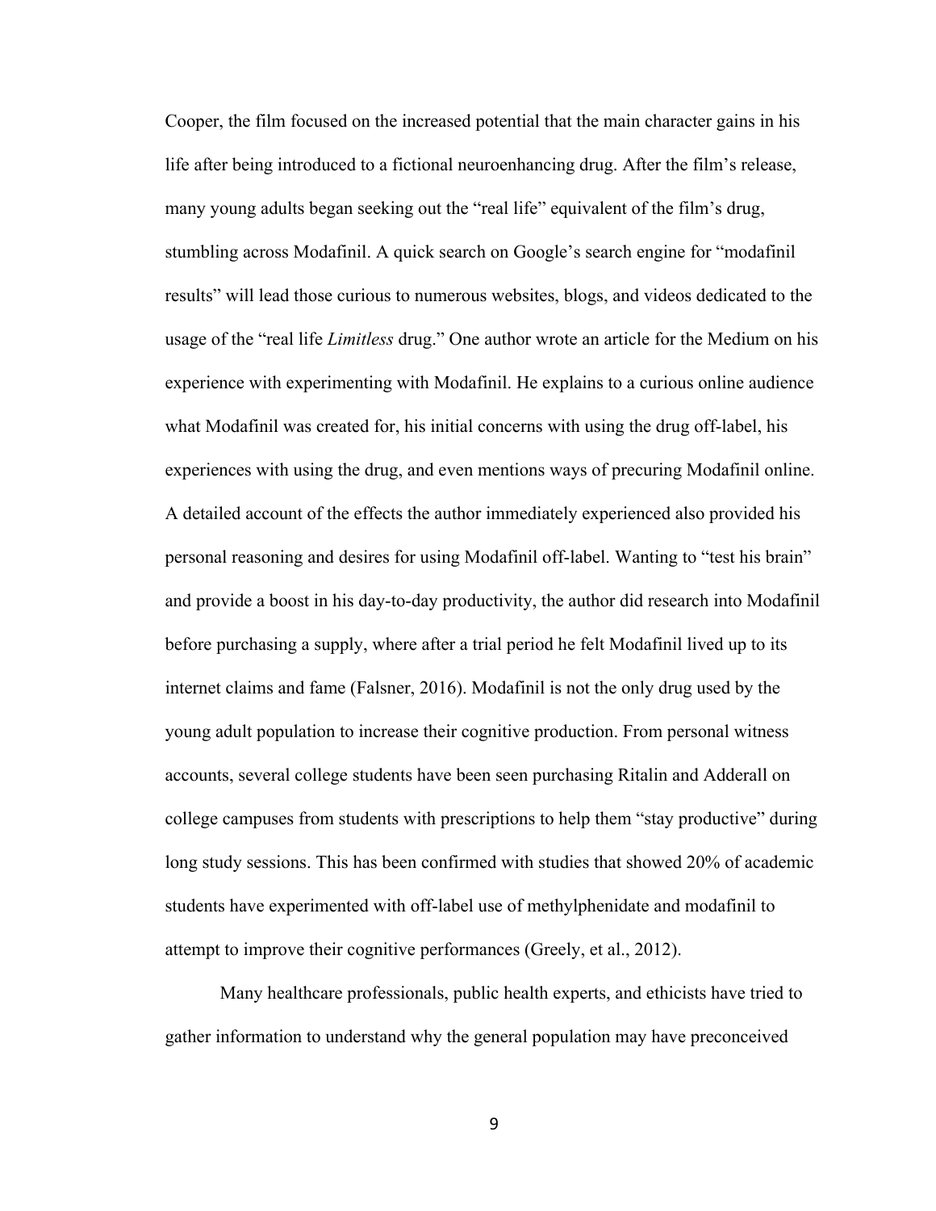Cooper, the film focused on the increased potential that the main character gains in his life after being introduced to a fictional neuroenhancing drug. After the film's release, many young adults began seeking out the "real life" equivalent of the film's drug, stumbling across Modafinil. A quick search on Google's search engine for "modafinil results" will lead those curious to numerous websites, blogs, and videos dedicated to the usage of the "real life *Limitless* drug." One author wrote an article for the Medium on his experience with experimenting with Modafinil. He explains to a curious online audience what Modafinil was created for, his initial concerns with using the drug off-label, his experiences with using the drug, and even mentions ways of precuring Modafinil online. A detailed account of the effects the author immediately experienced also provided his personal reasoning and desires for using Modafinil off-label. Wanting to "test his brain" and provide a boost in his day-to-day productivity, the author did research into Modafinil before purchasing a supply, where after a trial period he felt Modafinil lived up to its internet claims and fame (Falsner, 2016). Modafinil is not the only drug used by the young adult population to increase their cognitive production. From personal witness accounts, several college students have been seen purchasing Ritalin and Adderall on college campuses from students with prescriptions to help them "stay productive" during long study sessions. This has been confirmed with studies that showed 20% of academic students have experimented with off-label use of methylphenidate and modafinil to attempt to improve their cognitive performances (Greely, et al., 2012).

Many healthcare professionals, public health experts, and ethicists have tried to gather information to understand why the general population may have preconceived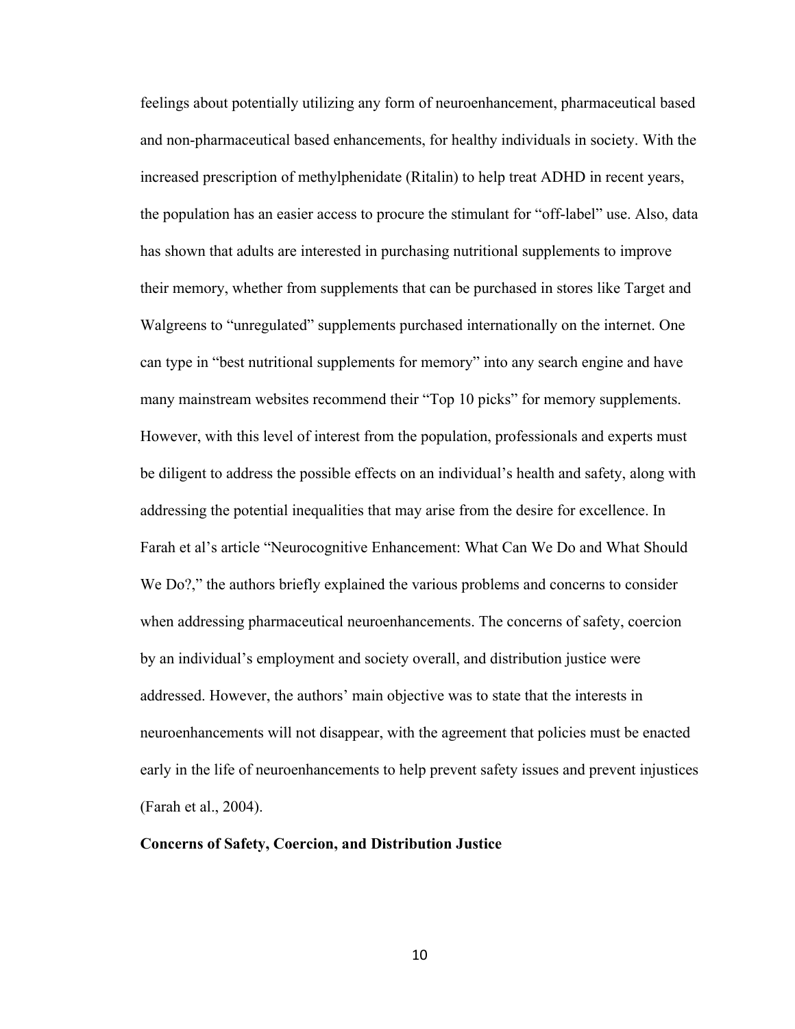feelings about potentially utilizing any form of neuroenhancement, pharmaceutical based and non-pharmaceutical based enhancements, for healthy individuals in society. With the increased prescription of methylphenidate (Ritalin) to help treat ADHD in recent years, the population has an easier access to procure the stimulant for "off-label" use. Also, data has shown that adults are interested in purchasing nutritional supplements to improve their memory, whether from supplements that can be purchased in stores like Target and Walgreens to "unregulated" supplements purchased internationally on the internet. One can type in "best nutritional supplements for memory" into any search engine and have many mainstream websites recommend their "Top 10 picks" for memory supplements. However, with this level of interest from the population, professionals and experts must be diligent to address the possible effects on an individual's health and safety, along with addressing the potential inequalities that may arise from the desire for excellence. In Farah et al's article "Neurocognitive Enhancement: What Can We Do and What Should We Do?," the authors briefly explained the various problems and concerns to consider when addressing pharmaceutical neuroenhancements. The concerns of safety, coercion by an individual's employment and society overall, and distribution justice were addressed. However, the authors' main objective was to state that the interests in neuroenhancements will not disappear, with the agreement that policies must be enacted early in the life of neuroenhancements to help prevent safety issues and prevent injustices (Farah et al., 2004).

**Concerns of Safety, Coercion, and Distribution Justice**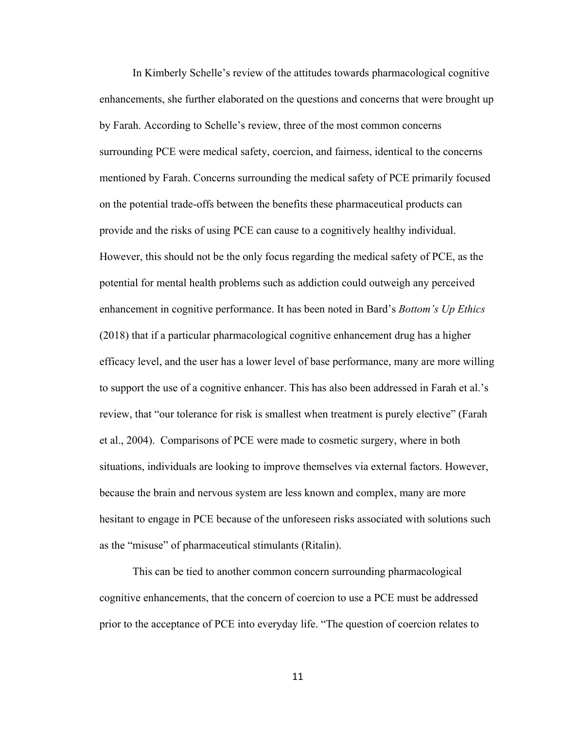In Kimberly Schelle's review of the attitudes towards pharmacological cognitive enhancements, she further elaborated on the questions and concerns that were brought up by Farah. According to Schelle's review, three of the most common concerns surrounding PCE were medical safety, coercion, and fairness, identical to the concerns mentioned by Farah. Concerns surrounding the medical safety of PCE primarily focused on the potential trade-offs between the benefits these pharmaceutical products can provide and the risks of using PCE can cause to a cognitively healthy individual. However, this should not be the only focus regarding the medical safety of PCE, as the potential for mental health problems such as addiction could outweigh any perceived enhancement in cognitive performance. It has been noted in Bard's *Bottom's Up Ethics* (2018) that if a particular pharmacological cognitive enhancement drug has a higher efficacy level, and the user has a lower level of base performance, many are more willing to support the use of a cognitive enhancer. This has also been addressed in Farah et al.'s review, that "our tolerance for risk is smallest when treatment is purely elective" (Farah et al., 2004). Comparisons of PCE were made to cosmetic surgery, where in both situations, individuals are looking to improve themselves via external factors. However, because the brain and nervous system are less known and complex, many are more hesitant to engage in PCE because of the unforeseen risks associated with solutions such as the "misuse" of pharmaceutical stimulants (Ritalin).

This can be tied to another common concern surrounding pharmacological cognitive enhancements, that the concern of coercion to use a PCE must be addressed prior to the acceptance of PCE into everyday life. "The question of coercion relates to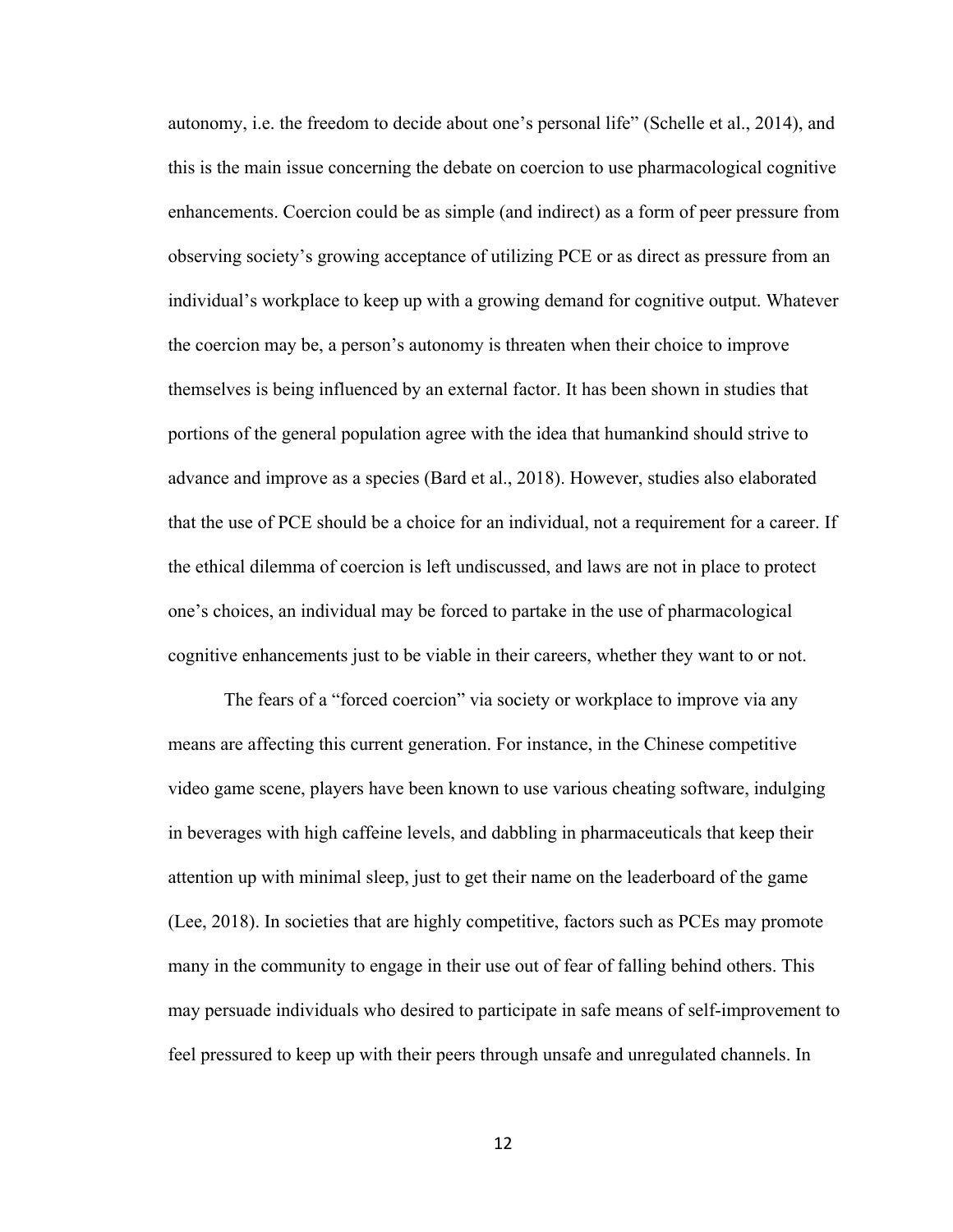autonomy, i.e. the freedom to decide about one's personal life" (Schelle et al., 2014), and this is the main issue concerning the debate on coercion to use pharmacological cognitive enhancements. Coercion could be as simple (and indirect) as a form of peer pressure from observing society's growing acceptance of utilizing PCE or as direct as pressure from an individual's workplace to keep up with a growing demand for cognitive output. Whatever the coercion may be, a person's autonomy is threaten when their choice to improve themselves is being influenced by an external factor. It has been shown in studies that portions of the general population agree with the idea that humankind should strive to advance and improve as a species (Bard et al., 2018). However, studies also elaborated that the use of PCE should be a choice for an individual, not a requirement for a career. If the ethical dilemma of coercion is left undiscussed, and laws are not in place to protect one's choices, an individual may be forced to partake in the use of pharmacological cognitive enhancements just to be viable in their careers, whether they want to or not.

The fears of a "forced coercion" via society or workplace to improve via any means are affecting this current generation. For instance, in the Chinese competitive video game scene, players have been known to use various cheating software, indulging in beverages with high caffeine levels, and dabbling in pharmaceuticals that keep their attention up with minimal sleep, just to get their name on the leaderboard of the game (Lee, 2018). In societies that are highly competitive, factors such as PCEs may promote many in the community to engage in their use out of fear of falling behind others. This may persuade individuals who desired to participate in safe means of self-improvement to feel pressured to keep up with their peers through unsafe and unregulated channels. In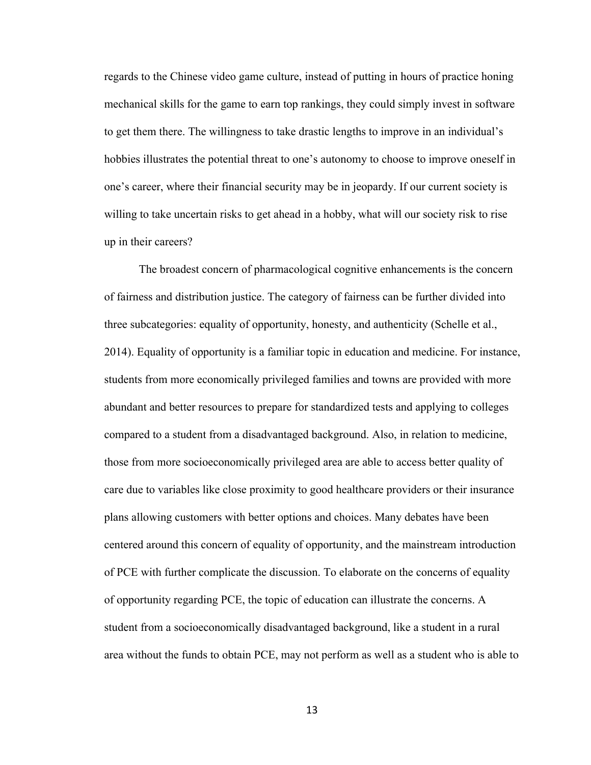regards to the Chinese video game culture, instead of putting in hours of practice honing mechanical skills for the game to earn top rankings, they could simply invest in software to get them there. The willingness to take drastic lengths to improve in an individual's hobbies illustrates the potential threat to one's autonomy to choose to improve oneself in one's career, where their financial security may be in jeopardy. If our current society is willing to take uncertain risks to get ahead in a hobby, what will our society risk to rise up in their careers?

The broadest concern of pharmacological cognitive enhancements is the concern of fairness and distribution justice. The category of fairness can be further divided into three subcategories: equality of opportunity, honesty, and authenticity (Schelle et al., 2014). Equality of opportunity is a familiar topic in education and medicine. For instance, students from more economically privileged families and towns are provided with more abundant and better resources to prepare for standardized tests and applying to colleges compared to a student from a disadvantaged background. Also, in relation to medicine, those from more socioeconomically privileged area are able to access better quality of care due to variables like close proximity to good healthcare providers or their insurance plans allowing customers with better options and choices. Many debates have been centered around this concern of equality of opportunity, and the mainstream introduction of PCE with further complicate the discussion. To elaborate on the concerns of equality of opportunity regarding PCE, the topic of education can illustrate the concerns. A student from a socioeconomically disadvantaged background, like a student in a rural area without the funds to obtain PCE, may not perform as well as a student who is able to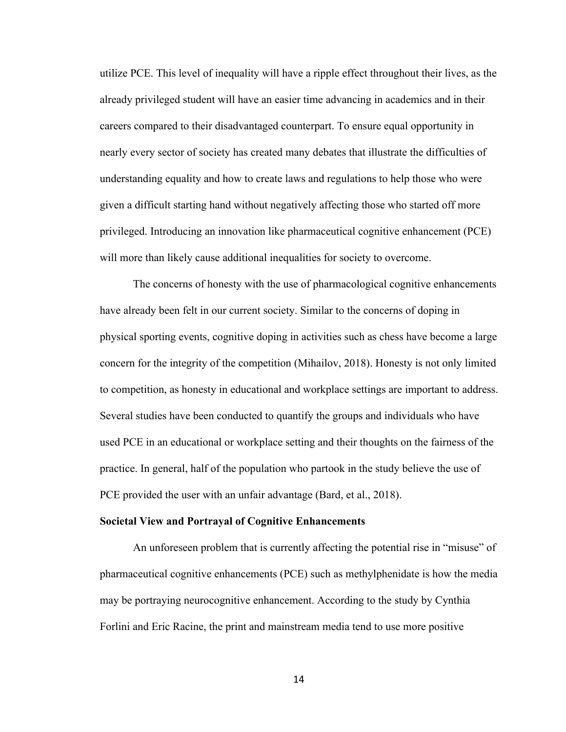utilize PCE. This level of inequality will have a ripple effect throughout their lives, as the already privileged student will have an easier time advancing in academics and in their careers compared to their disadvantaged counterpart. To ensure equal opportunity in nearly every sector of society has created many debates that illustrate the difficulties of understanding equality and how to create laws and regulations to help those who were given a difficult starting hand without negatively affecting those who started off more privileged. Introducing an innovation like pharmaceutical cognitive enhancement (PCE) will more than likely cause additional inequalities for society to overcome.

The concerns of honesty with the use of pharmacological cognitive enhancements have already been felt in our current society. Similar to the concerns of doping in physical sporting events, cognitive doping in activities such as chess have become a large concern for the integrity of the competition (Mihailov, 2018). Honesty is not only limited to competition, as honesty in educational and workplace settings are important to address. Several studies have been conducted to quantify the groups and individuals who have used PCE in an educational or workplace setting and their thoughts on the fairness of the practice. In general, half of the population who partook in the study believe the use of PCE provided the user with an unfair advantage (Bard, et al., 2018).

**Societal View and Portrayal of Cognitive Enhancements**

An unforeseen problem that is currently affecting the potential rise in "misuse" of pharmaceutical cognitive enhancements (PCE) such as methylphenidate is how the media may be portraying neurocognitive enhancement. According to the study by Cynthia Forlini and Eric Racine, the print and mainstream media tend to use more positive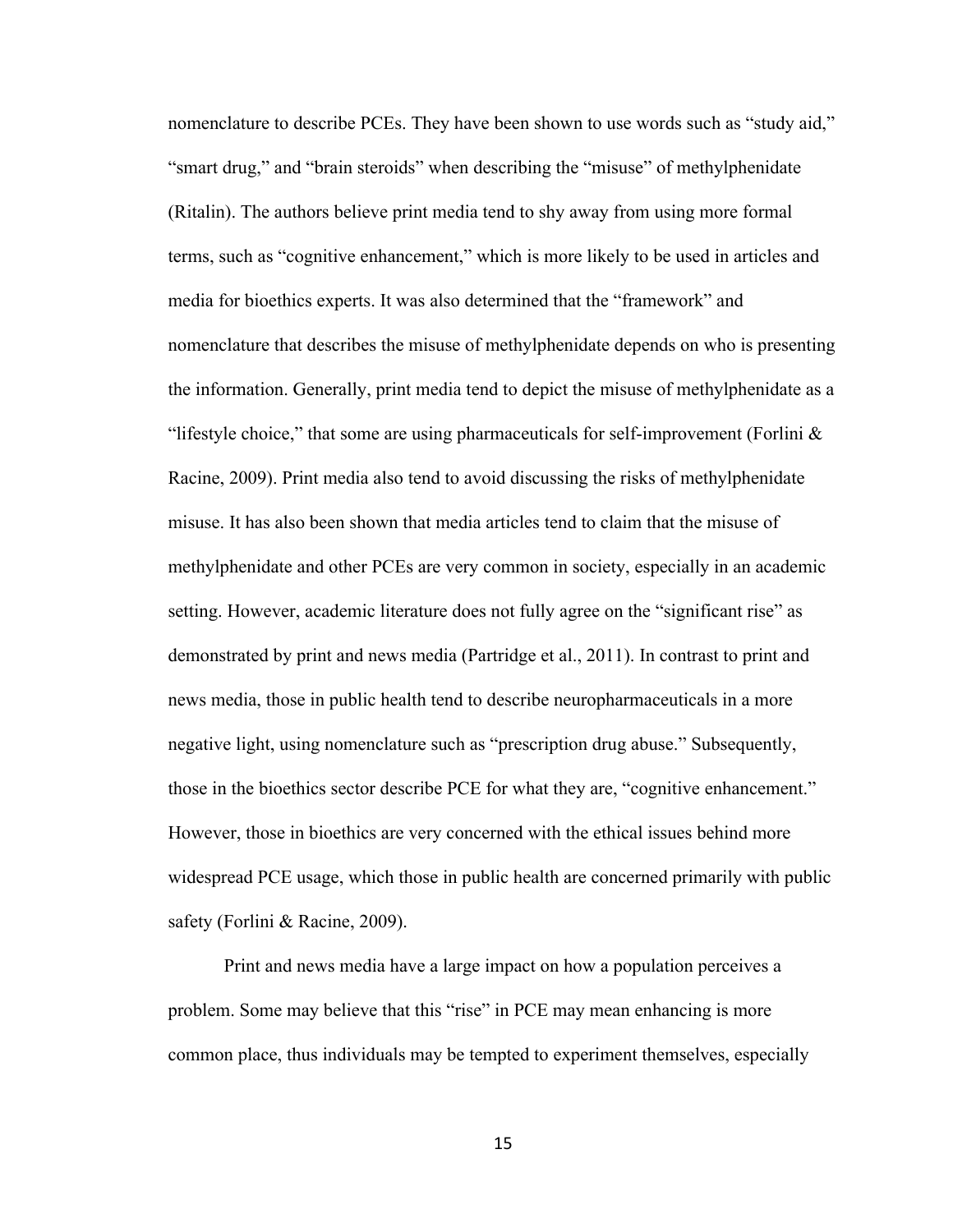nomenclature to describe PCEs. They have been shown to use words such as "study aid," "smart drug," and "brain steroids" when describing the "misuse" of methylphenidate (Ritalin). The authors believe print media tend to shy away from using more formal terms, such as "cognitive enhancement," which is more likely to be used in articles and media for bioethics experts. It was also determined that the "framework" and nomenclature that describes the misuse of methylphenidate depends on who is presenting the information. Generally, print media tend to depict the misuse of methylphenidate as a "lifestyle choice," that some are using pharmaceuticals for self-improvement (Forlini & Racine, 2009). Print media also tend to avoid discussing the risks of methylphenidate misuse. It has also been shown that media articles tend to claim that the misuse of methylphenidate and other PCEs are very common in society, especially in an academic setting. However, academic literature does not fully agree on the "significant rise" as demonstrated by print and news media (Partridge et al., 2011). In contrast to print and news media, those in public health tend to describe neuropharmaceuticals in a more negative light, using nomenclature such as "prescription drug abuse." Subsequently, those in the bioethics sector describe PCE for what they are, "cognitive enhancement." However, those in bioethics are very concerned with the ethical issues behind more widespread PCE usage, which those in public health are concerned primarily with public safety (Forlini & Racine, 2009).

Print and news media have a large impact on how a population perceives a problem. Some may believe that this "rise" in PCE may mean enhancing is more common place, thus individuals may be tempted to experiment themselves, especially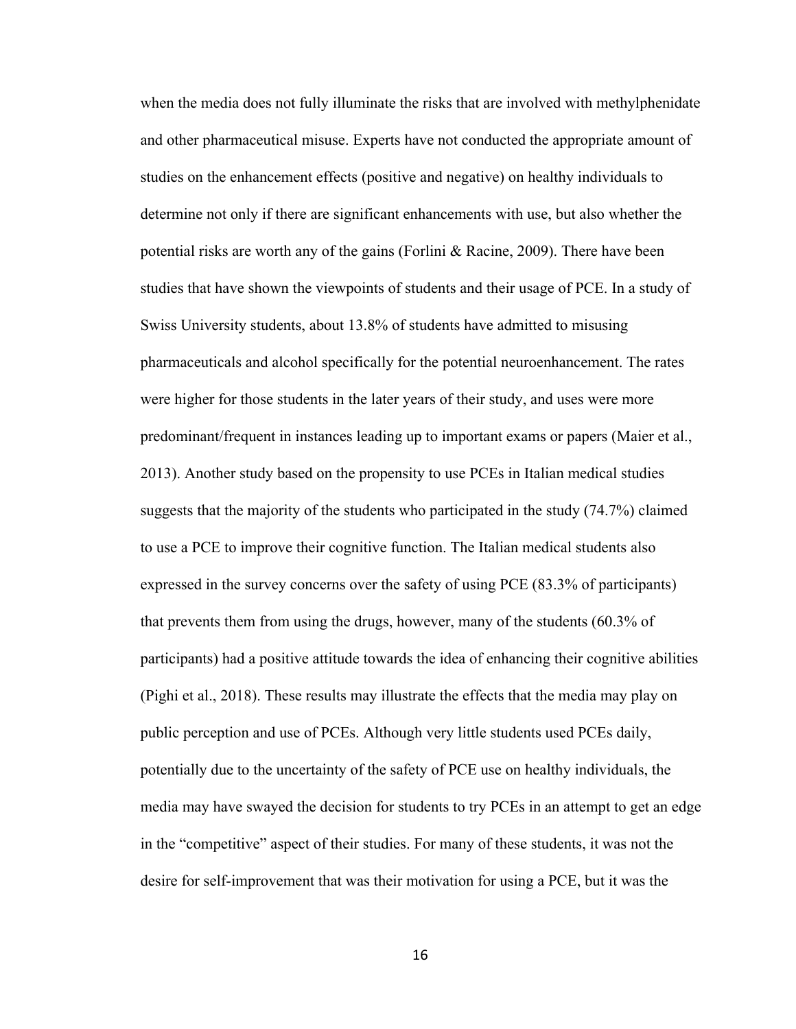when the media does not fully illuminate the risks that are involved with methylphenidate and other pharmaceutical misuse. Experts have not conducted the appropriate amount of studies on the enhancement effects (positive and negative) on healthy individuals to determine not only if there are significant enhancements with use, but also whether the potential risks are worth any of the gains (Forlini & Racine, 2009). There have been studies that have shown the viewpoints of students and their usage of PCE. In a study of Swiss University students, about 13.8% of students have admitted to misusing pharmaceuticals and alcohol specifically for the potential neuroenhancement. The rates were higher for those students in the later years of their study, and uses were more predominant/frequent in instances leading up to important exams or papers (Maier et al., 2013). Another study based on the propensity to use PCEs in Italian medical studies suggests that the majority of the students who participated in the study (74.7%) claimed to use a PCE to improve their cognitive function. The Italian medical students also expressed in the survey concerns over the safety of using PCE (83.3% of participants) that prevents them from using the drugs, however, many of the students (60.3% of participants) had a positive attitude towards the idea of enhancing their cognitive abilities (Pighi et al., 2018). These results may illustrate the effects that the media may play on public perception and use of PCEs. Although very little students used PCEs daily, potentially due to the uncertainty of the safety of PCE use on healthy individuals, the media may have swayed the decision for students to try PCEs in an attempt to get an edge in the "competitive" aspect of their studies. For many of these students, it was not the desire for self-improvement that was their motivation for using a PCE, but it was the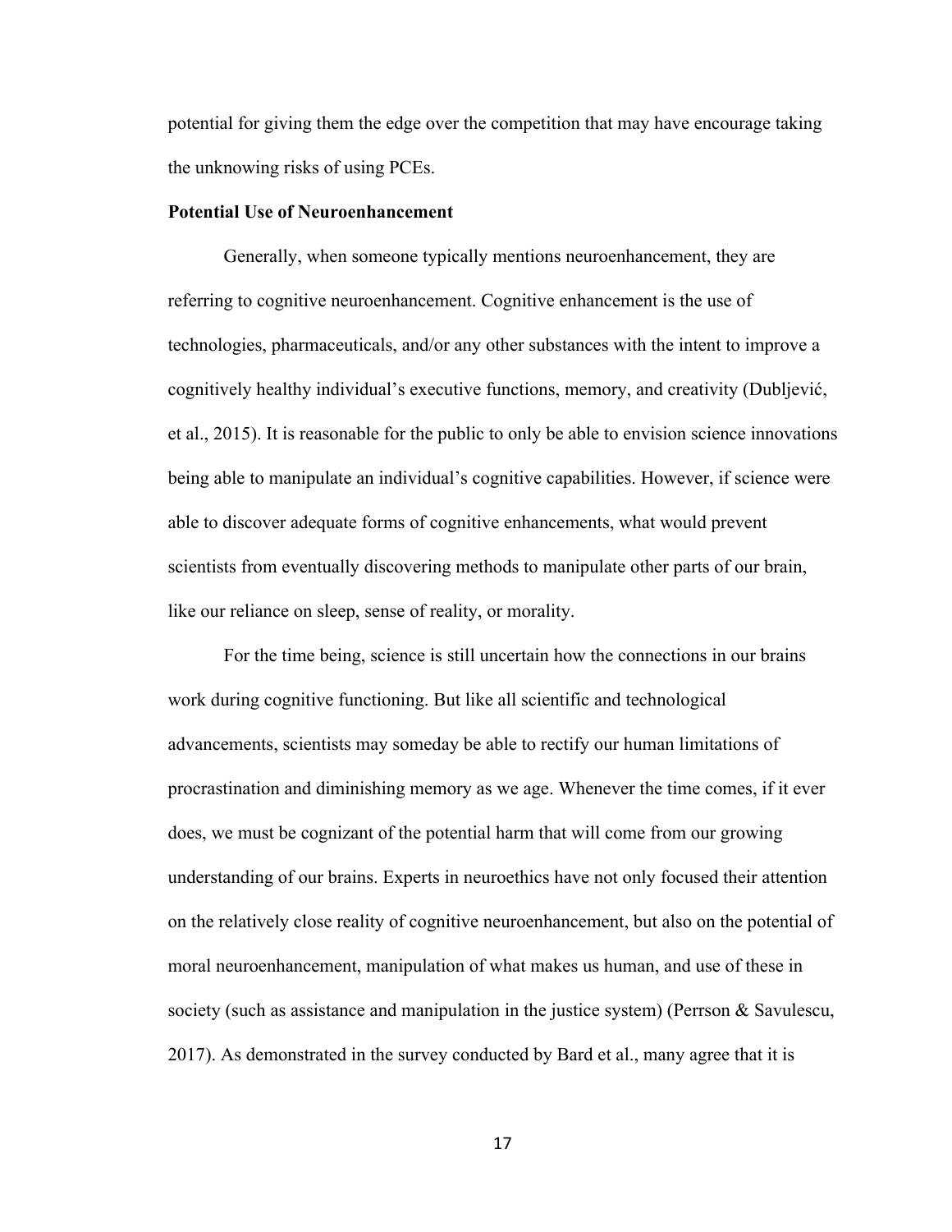potential for giving them the edge over the competition that may have encourage taking the unknowing risks of using PCEs.

**Potential Use of Neuroenhancement**

Generally, when someone typically mentions neuroenhancement, they are referring to cognitive neuroenhancement. Cognitive enhancement is the use of technologies, pharmaceuticals, and/or any other substances with the intent to improve a cognitively healthy individual's executive functions, memory, and creativity (Dubljević, et al., 2015). It is reasonable for the public to only be able to envision science innovations being able to manipulate an individual's cognitive capabilities. However, if science were able to discover adequate forms of cognitive enhancements, what would prevent scientists from eventually discovering methods to manipulate other parts of our brain, like our reliance on sleep, sense of reality, or morality.

For the time being, science is still uncertain how the connections in our brains work during cognitive functioning. But like all scientific and technological advancements, scientists may someday be able to rectify our human limitations of procrastination and diminishing memory as we age. Whenever the time comes, if it ever does, we must be cognizant of the potential harm that will come from our growing understanding of our brains. Experts in neuroethics have not only focused their attention on the relatively close reality of cognitive neuroenhancement, but also on the potential of moral neuroenhancement, manipulation of what makes us human, and use of these in society (such as assistance and manipulation in the justice system) (Perrson & Savulescu, 2017). As demonstrated in the survey conducted by Bard et al., many agree that it is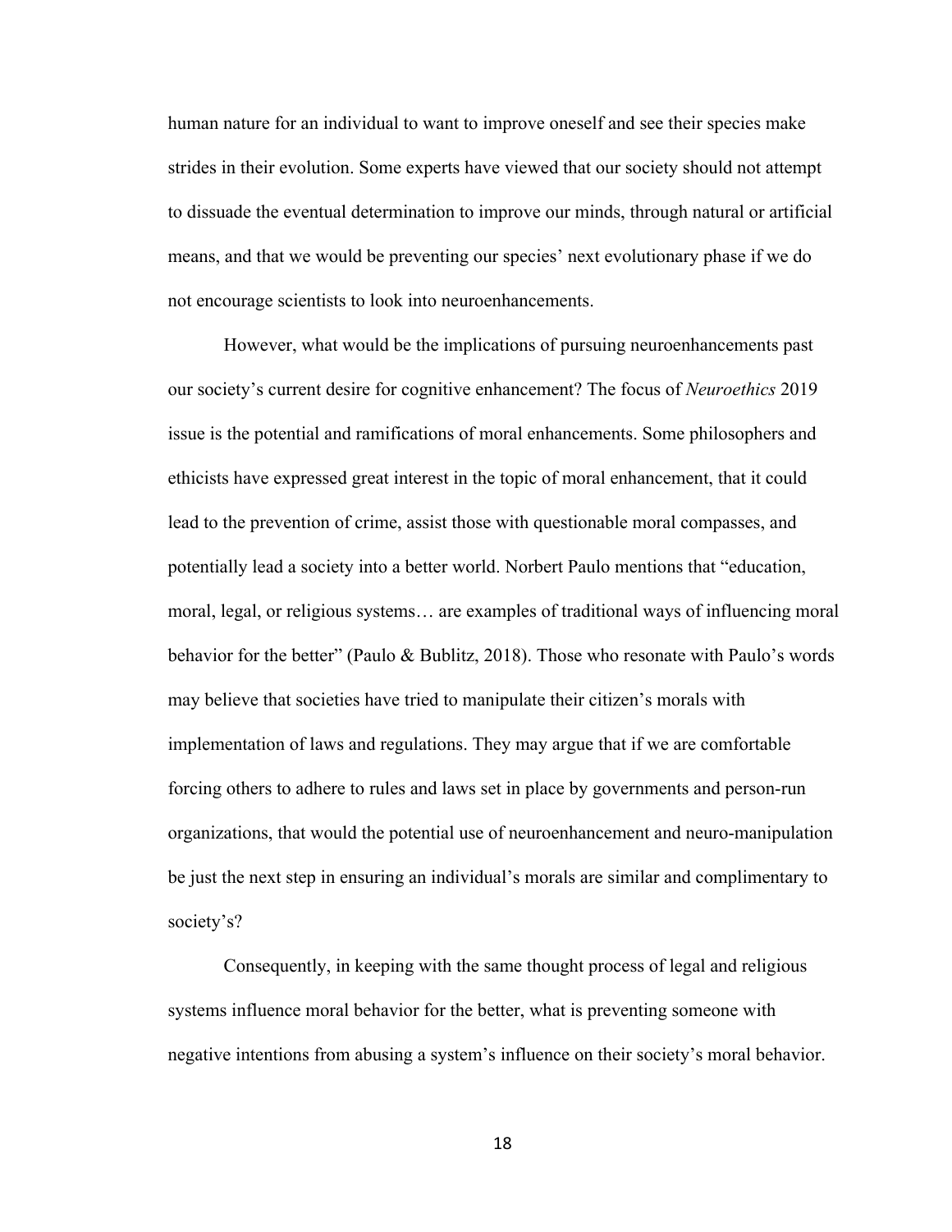human nature for an individual to want to improve oneself and see their species make strides in their evolution. Some experts have viewed that our society should not attempt to dissuade the eventual determination to improve our minds, through natural or artificial means, and that we would be preventing our species' next evolutionary phase if we do not encourage scientists to look into neuroenhancements.

However, what would be the implications of pursuing neuroenhancements past our society's current desire for cognitive enhancement? The focus of *Neuroethics* 2019 issue is the potential and ramifications of moral enhancements. Some philosophers and ethicists have expressed great interest in the topic of moral enhancement, that it could lead to the prevention of crime, assist those with questionable moral compasses, and potentially lead a society into a better world. Norbert Paulo mentions that "education, moral, legal, or religious systems… are examples of traditional ways of influencing moral behavior for the better" (Paulo & Bublitz, 2018). Those who resonate with Paulo's words may believe that societies have tried to manipulate their citizen's morals with implementation of laws and regulations. They may argue that if we are comfortable forcing others to adhere to rules and laws set in place by governments and person-run organizations, that would the potential use of neuroenhancement and neuro-manipulation be just the next step in ensuring an individual's morals are similar and complimentary to society's?

Consequently, in keeping with the same thought process of legal and religious systems influence moral behavior for the better, what is preventing someone with negative intentions from abusing a system's influence on their society's moral behavior.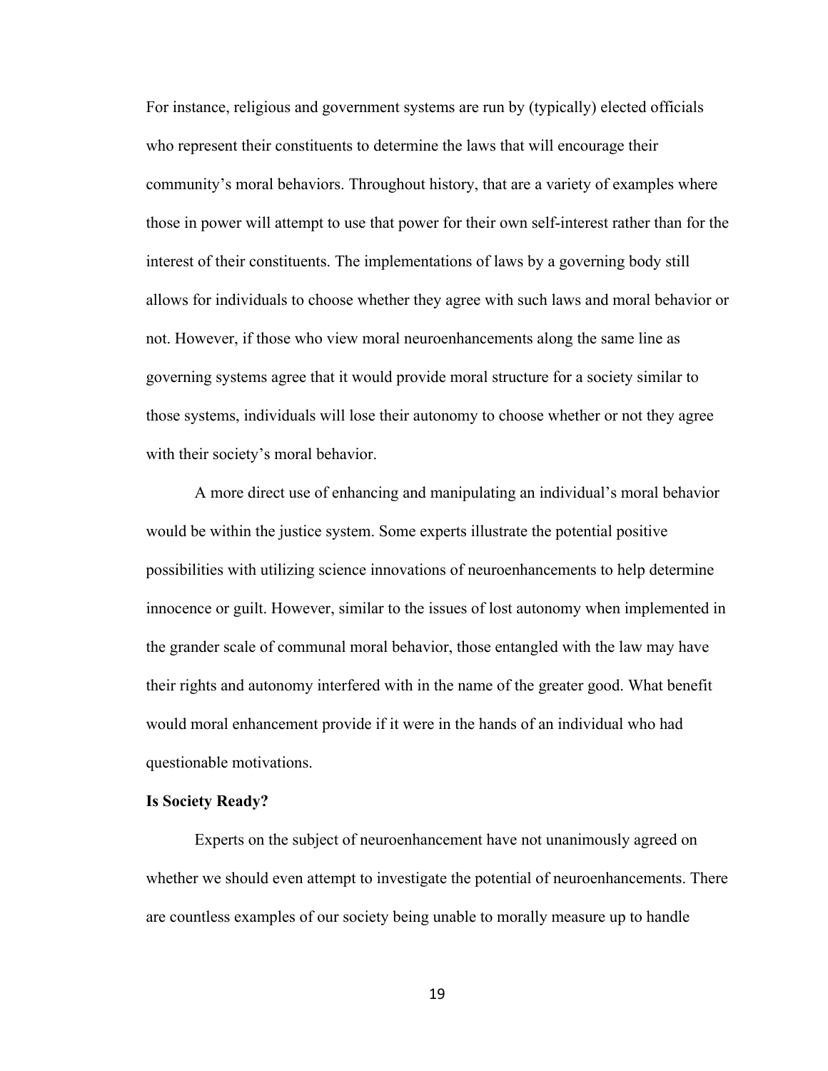For instance, religious and government systems are run by (typically) elected officials who represent their constituents to determine the laws that will encourage their community's moral behaviors. Throughout history, that are a variety of examples where those in power will attempt to use that power for their own self-interest rather than for the interest of their constituents. The implementations of laws by a governing body still allows for individuals to choose whether they agree with such laws and moral behavior or not. However, if those who view moral neuroenhancements along the same line as governing systems agree that it would provide moral structure for a society similar to those systems, individuals will lose their autonomy to choose whether or not they agree with their society's moral behavior.

A more direct use of enhancing and manipulating an individual's moral behavior would be within the justice system. Some experts illustrate the potential positive possibilities with utilizing science innovations of neuroenhancements to help determine innocence or guilt. However, similar to the issues of lost autonomy when implemented in the grander scale of communal moral behavior, those entangled with the law may have their rights and autonomy interfered with in the name of the greater good. What benefit would moral enhancement provide if it were in the hands of an individual who had questionable motivations.

**Is Society Ready?**

Experts on the subject of neuroenhancement have not unanimously agreed on whether we should even attempt to investigate the potential of neuroenhancements. There are countless examples of our society being unable to morally measure up to handle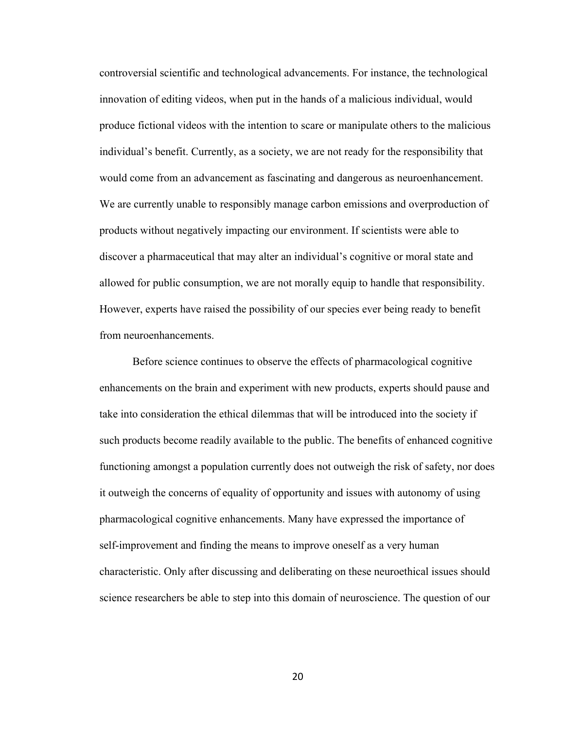controversial scientific and technological advancements. For instance, the technological innovation of editing videos, when put in the hands of a malicious individual, would produce fictional videos with the intention to scare or manipulate others to the malicious individual's benefit. Currently, as a society, we are not ready for the responsibility that would come from an advancement as fascinating and dangerous as neuroenhancement. We are currently unable to responsibly manage carbon emissions and overproduction of products without negatively impacting our environment. If scientists were able to discover a pharmaceutical that may alter an individual's cognitive or moral state and allowed for public consumption, we are not morally equip to handle that responsibility. However, experts have raised the possibility of our species ever being ready to benefit from neuroenhancements.

Before science continues to observe the effects of pharmacological cognitive enhancements on the brain and experiment with new products, experts should pause and take into consideration the ethical dilemmas that will be introduced into the society if such products become readily available to the public. The benefits of enhanced cognitive functioning amongst a population currently does not outweigh the risk of safety, nor does it outweigh the concerns of equality of opportunity and issues with autonomy of using pharmacological cognitive enhancements. Many have expressed the importance of self-improvement and finding the means to improve oneself as a very human characteristic. Only after discussing and deliberating on these neuroethical issues should science researchers be able to step into this domain of neuroscience. The question of our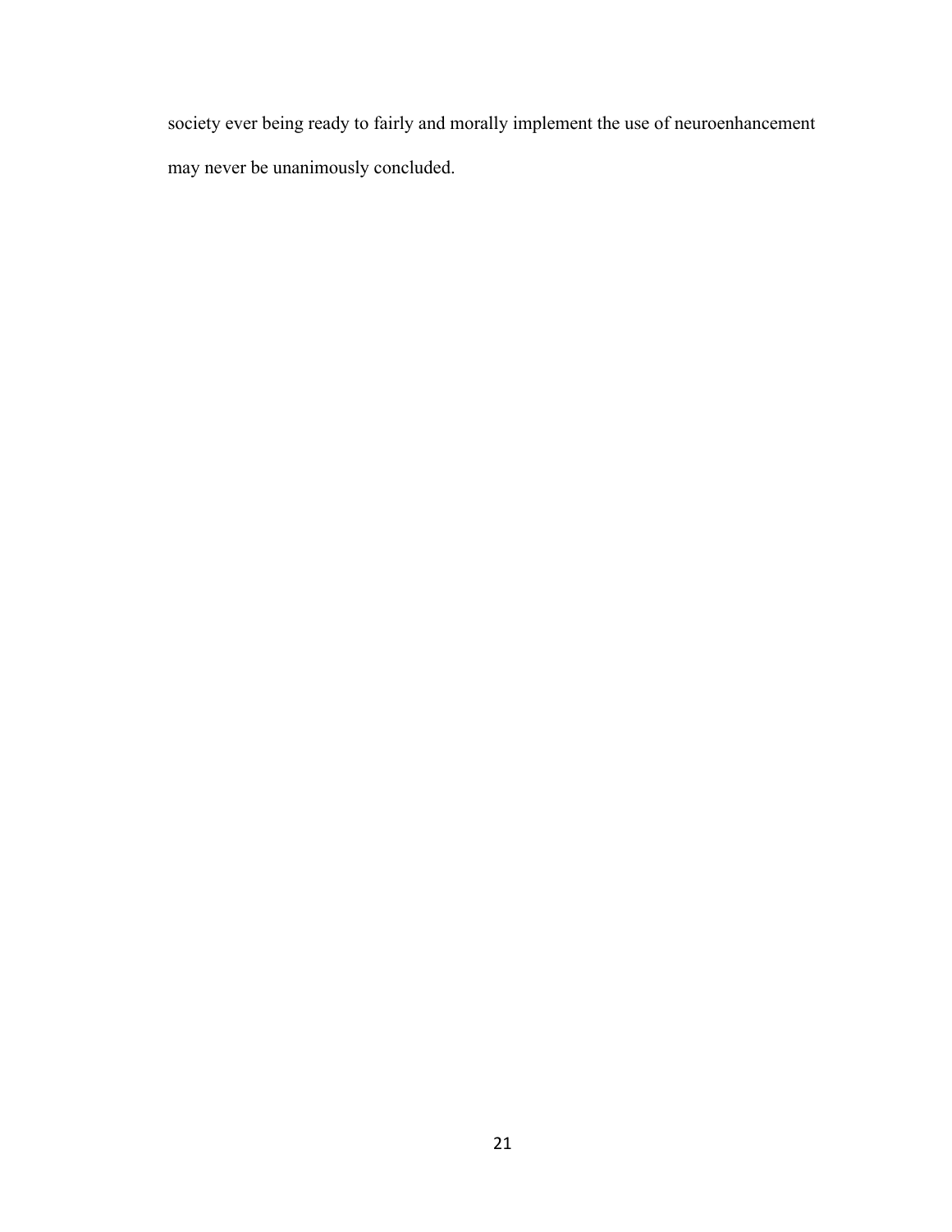society ever being ready to fairly and morally implement the use of neuroenhancement may never be unanimously concluded.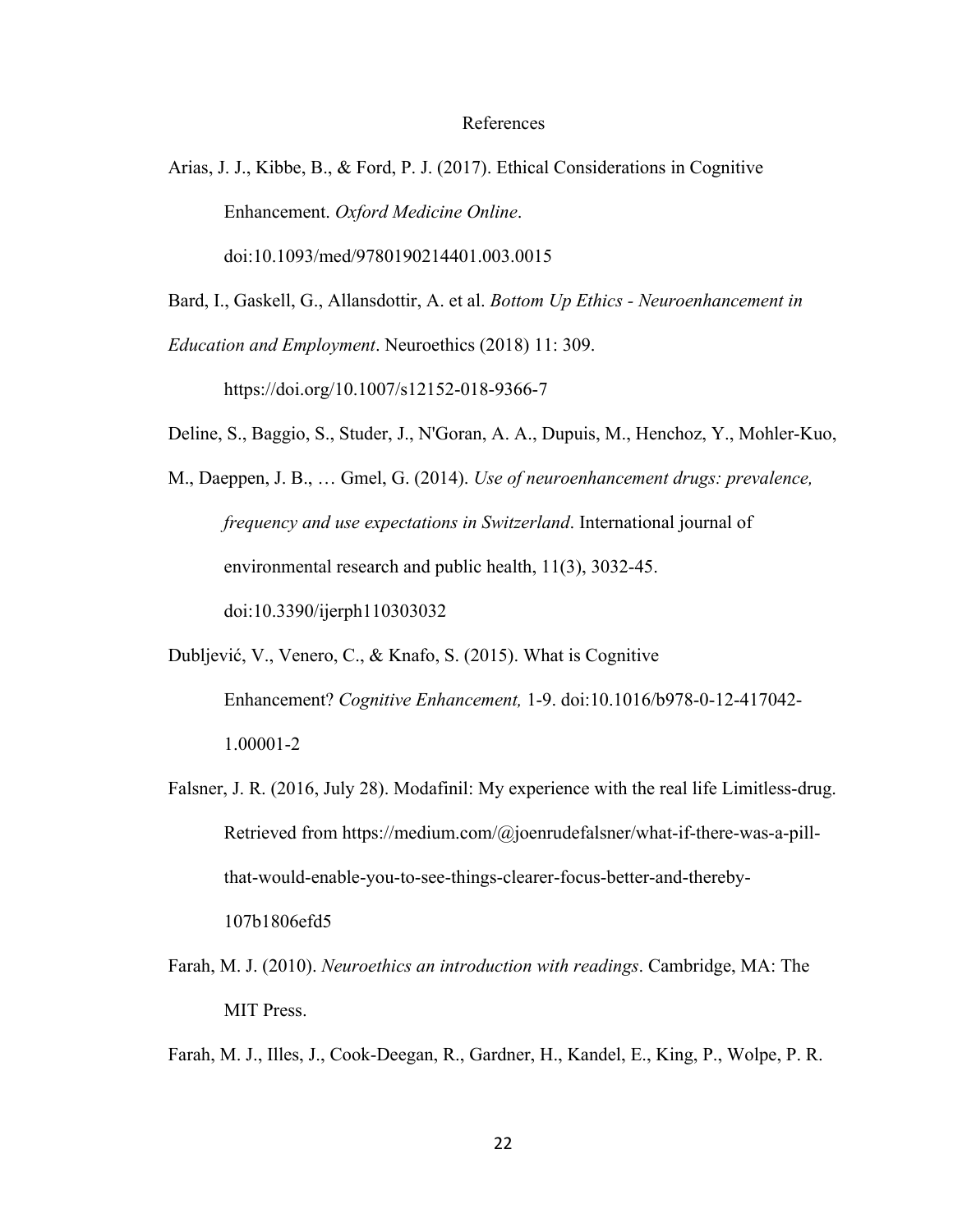# References

Arias, J. J., Kibbe, B., & Ford, P. J. (2017). Ethical Considerations in Cognitive Enhancement. *Oxford Medicine Online*. doi:10.1093/med/9780190214401.003.0015

Bard, I., Gaskell, G., Allansdottir, A. et al. *Bottom Up Ethics - Neuroenhancement in Education and Employment*. Neuroethics (2018) 11: 309. https://doi.org/10.1007/s12152-018-9366-7

Deline, S., Baggio, S., Studer, J., N'Goran, A. A., Dupuis, M., Henchoz, Y., Mohler-Kuo, M., Daeppen, J. B., … Gmel, G. (2014). *Use of neuroenhancement drugs: prevalence, frequency and use expectations in Switzerland*. International journal of environmental research and public health, 11(3), 3032-45. doi:10.3390/ijerph110303032

Dubljević, V., Venero, C., & Knafo, S. (2015). What is Cognitive Enhancement? *Cognitive Enhancement,* 1-9. doi:10.1016/b978-0-12-417042-1.00001-2

Falsner, J. R. (2016, July 28). Modafinil: My experience with the real life Limitless-drug. Retrieved from https://medium.com/@joenrudefalsner/what-if-there-was-a-pill-that-would-enable-you-to-see-things-clearer-focus-better-and-thereby-107b1806efd5

Farah, M. J. (2010). *Neuroethics an introduction with readings*. Cambridge, MA: The MIT Press.

Farah, M. J., Illes, J., Cook-Deegan, R., Gardner, H., Kandel, E., King, P., Wolpe, P. R.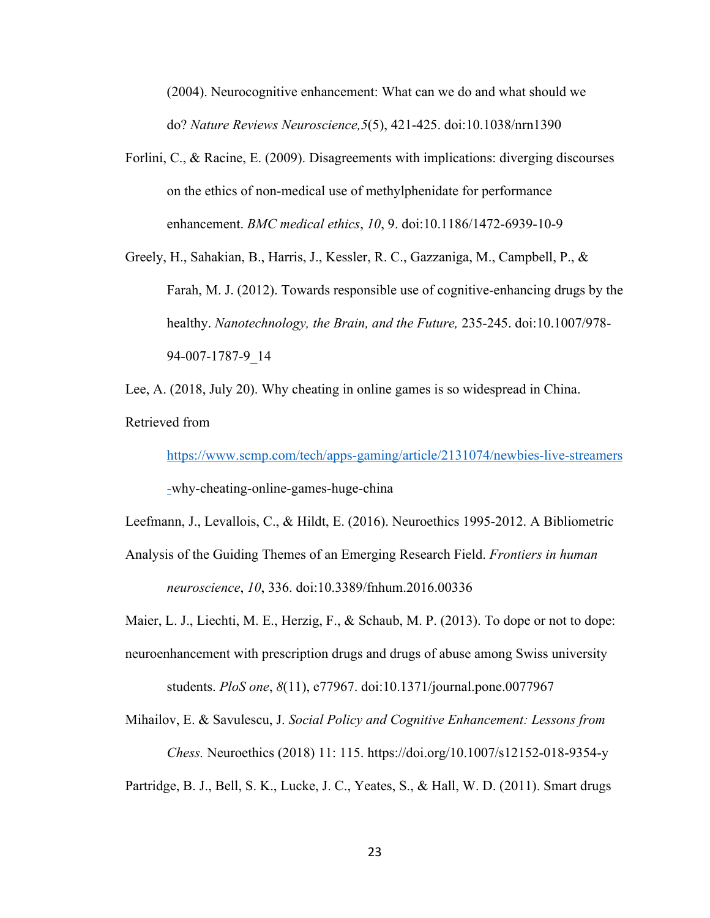(2004). Neurocognitive enhancement: What can we do and what should we do? *Nature Reviews Neuroscience,5*(5), 421-425. doi:10.1038/nrn1390

Forlini, C., & Racine, E. (2009). Disagreements with implications: diverging discourses on the ethics of non-medical use of methylphenidate for performance enhancement. *BMC medical ethics*, *10*, 9. doi:10.1186/1472-6939-10-9

Greely, H., Sahakian, B., Harris, J., Kessler, R. C., Gazzaniga, M., Campbell, P., & Farah, M. J. (2012). Towards responsible use of cognitive-enhancing drugs by the healthy. *Nanotechnology, the Brain, and the Future,* 235-245. doi:10.1007/978-94-007-1787-9_14

Lee, A. (2018, July 20). Why cheating in online games is so widespread in China. Retrieved from https://www.scmp.com/tech/apps-gaming/article/2131074/newbies-live-streamers-why-cheating-online-games-huge-china

Leefmann, J., Levallois, C., & Hildt, E. (2016). Neuroethics 1995-2012. A Bibliometric Analysis of the Guiding Themes of an Emerging Research Field. *Frontiers in human neuroscience*, *10*, 336. doi:10.3389/fnhum.2016.00336

Maier, L. J., Liechti, M. E., Herzig, F., & Schaub, M. P. (2013). To dope or not to dope: neuroenhancement with prescription drugs and drugs of abuse among Swiss university students. *PloS one*, *8*(11), e77967. doi:10.1371/journal.pone.0077967

Mihailov, E. & Savulescu, J. *Social Policy and Cognitive Enhancement: Lessons from Chess.* Neuroethics (2018) 11: 115. https://doi.org/10.1007/s12152-018-9354-y

Partridge, B. J., Bell, S. K., Lucke, J. C., Yeates, S., & Hall, W. D. (2011). Smart drugs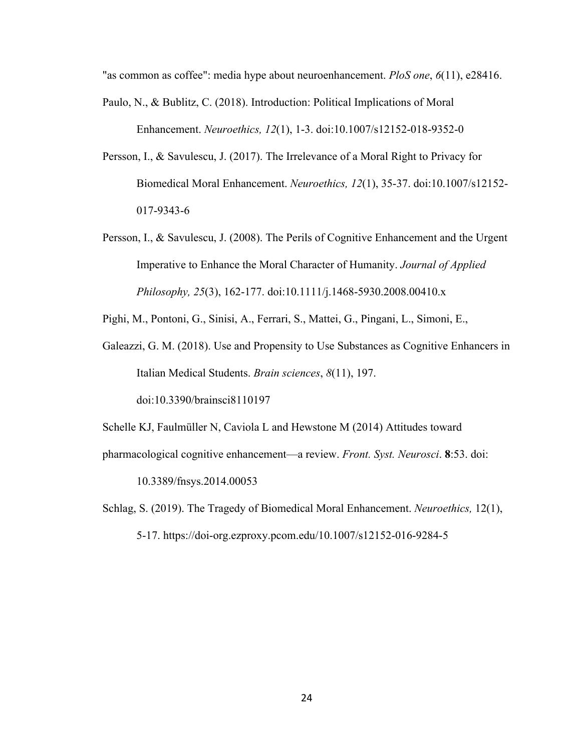"as common as coffee": media hype about neuroenhancement. *PloS one*, *6*(11), e28416.

Paulo, N., & Bublitz, C. (2018). Introduction: Political Implications of Moral Enhancement. *Neuroethics, 12*(1), 1-3. doi:10.1007/s12152-018-9352-0

Persson, I., & Savulescu, J. (2017). The Irrelevance of a Moral Right to Privacy for Biomedical Moral Enhancement. *Neuroethics, 12*(1), 35-37. doi:10.1007/s12152-017-9343-6

Persson, I., & Savulescu, J. (2008). The Perils of Cognitive Enhancement and the Urgent Imperative to Enhance the Moral Character of Humanity. *Journal of Applied Philosophy, 25*(3), 162-177. doi:10.1111/j.1468-5930.2008.00410.x

Pighi, M., Pontoni, G., Sinisi, A., Ferrari, S., Mattei, G., Pingani, L., Simoni, E., Galeazzi, G. M. (2018). Use and Propensity to Use Substances as Cognitive Enhancers in Italian Medical Students. *Brain sciences*, *8*(11), 197. doi:10.3390/brainsci8110197

Schelle KJ, Faulmüller N, Caviola L and Hewstone M (2014) Attitudes toward pharmacological cognitive enhancement—a review. *Front. Syst. Neurosci*. **8**:53. doi: 10.3389/fnsys.2014.00053

Schlag, S. (2019). The Tragedy of Biomedical Moral Enhancement. *Neuroethics,* 12(1), 5-17. https://doi-org.ezproxy.pcom.edu/10.1007/s12152-016-9284-5